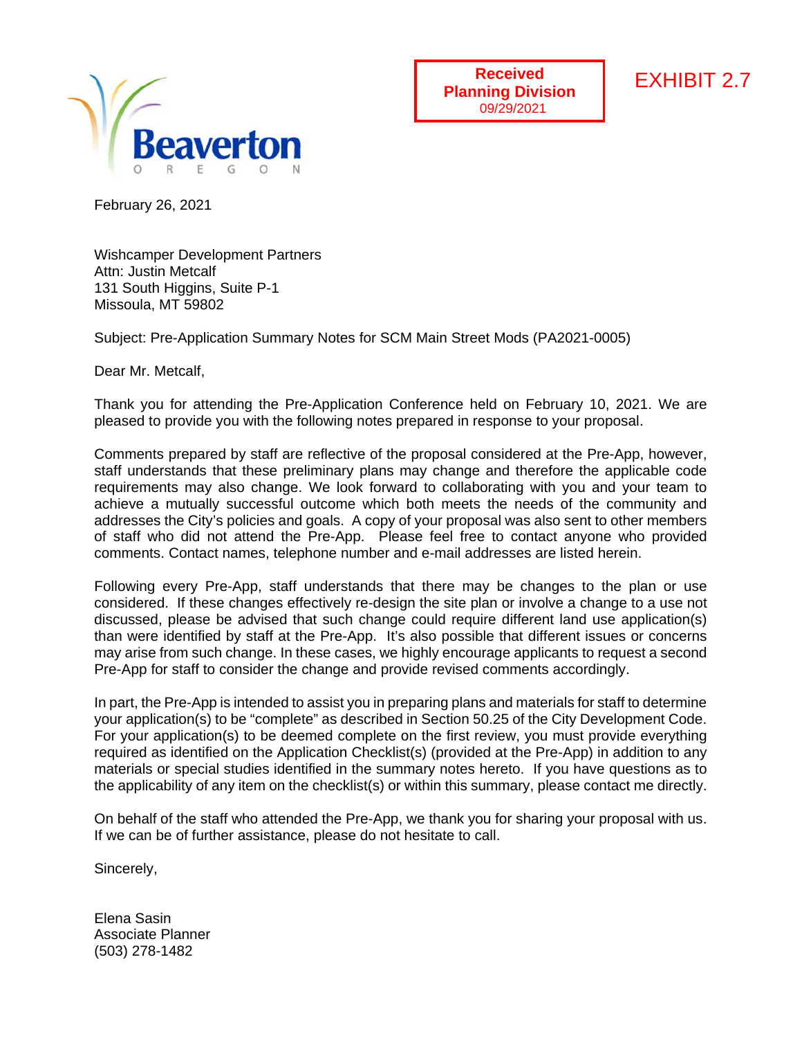Beaverton
O R E G O N

**Received**
**Planning Division**
09/29/2021

EXHIBIT 2.7

February 26, 2021

Wishcamper Development Partners
Attn: Justin Metcalf
131 South Higgins, Suite P-1
Missoula, MT 59802

Subject: Pre-Application Summary Notes for SCM Main Street Mods (PA2021-0005)

Dear Mr. Metcalf,

Thank you for attending the Pre-Application Conference held on February 10, 2021. We are pleased to provide you with the following notes prepared in response to your proposal.

Comments prepared by staff are reflective of the proposal considered at the Pre-App, however, staff understands that these preliminary plans may change and therefore the applicable code requirements may also change. We look forward to collaborating with you and your team to achieve a mutually successful outcome which both meets the needs of the community and addresses the City's policies and goals. A copy of your proposal was also sent to other members of staff who did not attend the Pre-App. Please feel free to contact anyone who provided comments. Contact names, telephone number and e-mail addresses are listed herein.

Following every Pre-App, staff understands that there may be changes to the plan or use considered. If these changes effectively re-design the site plan or involve a change to a use not discussed, please be advised that such change could require different land use application(s) than were identified by staff at the Pre-App. It's also possible that different issues or concerns may arise from such change. In these cases, we highly encourage applicants to request a second Pre-App for staff to consider the change and provide revised comments accordingly.

In part, the Pre-App is intended to assist you in preparing plans and materials for staff to determine your application(s) to be "complete" as described in Section 50.25 of the City Development Code. For your application(s) to be deemed complete on the first review, you must provide everything required as identified on the Application Checklist(s) (provided at the Pre-App) in addition to any materials or special studies identified in the summary notes hereto. If you have questions as to the applicability of any item on the checklist(s) or within this summary, please contact me directly.

On behalf of the staff who attended the Pre-App, we thank you for sharing your proposal with us. If we can be of further assistance, please do not hesitate to call.

Sincerely,

Elena Sasin
Associate Planner
(503) 278-1482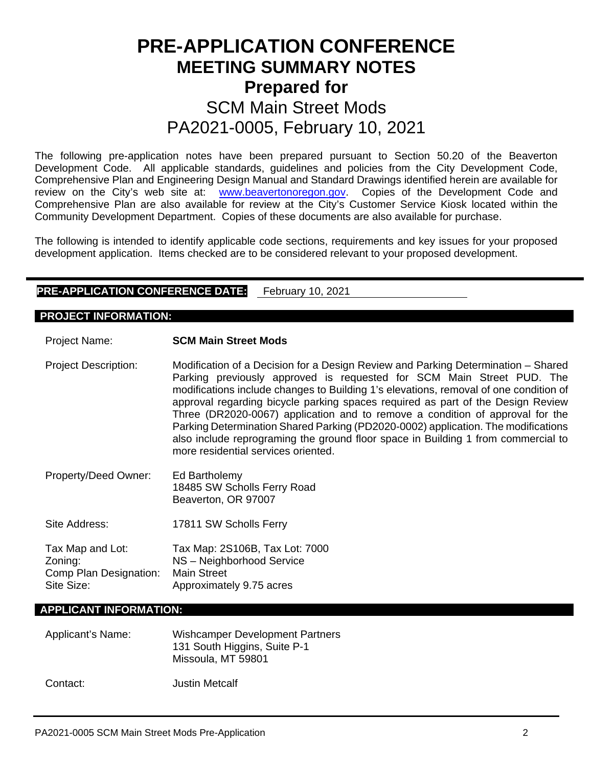# PRE-APPLICATION CONFERENCE
## MEETING SUMMARY NOTES
## Prepared for
## SCM Main Street Mods
## PA2021-0005, February 10, 2021

The following pre-application notes have been prepared pursuant to Section 50.20 of the Beaverton Development Code. All applicable standards, guidelines and policies from the City Development Code, Comprehensive Plan and Engineering Design Manual and Standard Drawings identified herein are available for review on the City's web site at: [www.beavertonoregon.gov](http://www.beavertonoregon.gov). Copies of the Development Code and Comprehensive Plan are also available for review at the City's Customer Service Kiosk located within the Community Development Department. Copies of these documents are also available for purchase.

The following is intended to identify applicable code sections, requirements and key issues for your proposed development application. Items checked are to be considered relevant to your proposed development.

**PRE-APPLICATION CONFERENCE DATE:** February 10, 2021

**PROJECT INFORMATION:**

| | |
|---|---|
| Project Name: | **SCM Main Street Mods** |
| Project Description: | Modification of a Decision for a Design Review and Parking Determination – Shared Parking previously approved is requested for SCM Main Street PUD. The modifications include changes to Building 1's elevations, removal of one condition of approval regarding bicycle parking spaces required as part of the Design Review Three (DR2020-0067) application and to remove a condition of approval for the Parking Determination Shared Parking (PD2020-0002) application. The modifications also include reprograming the ground floor space in Building 1 from commercial to more residential services oriented. |
| Property/Deed Owner: | Ed Bartholemy<br>18485 SW Scholls Ferry Road<br>Beaverton, OR 97007 |
| Site Address: | 17811 SW Scholls Ferry |
| Tax Map and Lot: | Tax Map: 2S106B, Tax Lot: 7000 |
| Zoning: | NS – Neighborhood Service |
| Comp Plan Designation: | Main Street |
| Site Size: | Approximately 9.75 acres |

**APPLICANT INFORMATION:**

| | |
|---|---|
| Applicant's Name: | Wishcamper Development Partners<br>131 South Higgins, Suite P-1<br>Missoula, MT 59801 |
| Contact: | Justin Metcalf |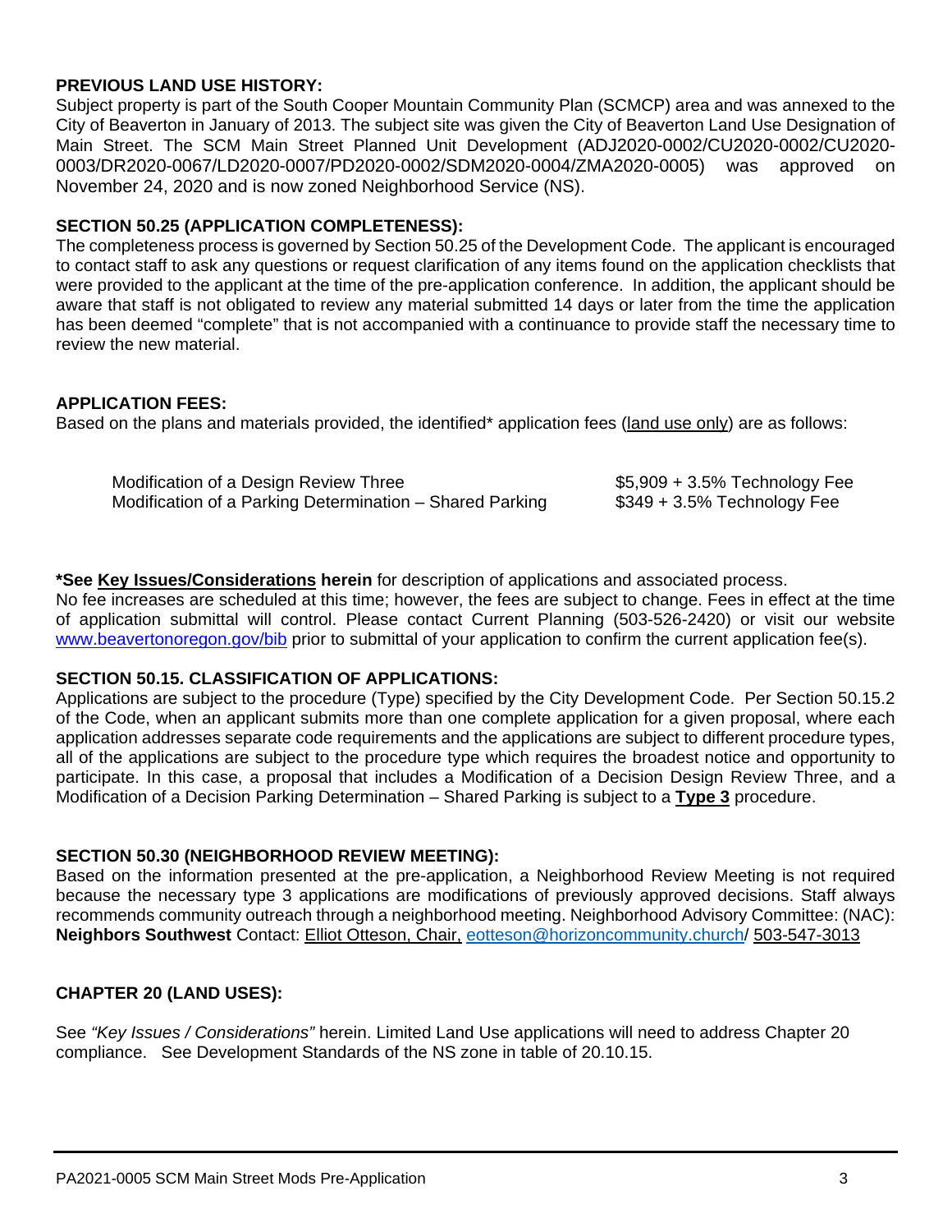**PREVIOUS LAND USE HISTORY:**

Subject property is part of the South Cooper Mountain Community Plan (SCMCP) area and was annexed to the City of Beaverton in January of 2013. The subject site was given the City of Beaverton Land Use Designation of Main Street. The SCM Main Street Planned Unit Development (ADJ2020-0002/CU2020-0002/CU2020-0003/DR2020-0067/LD2020-0007/PD2020-0002/SDM2020-0004/ZMA2020-0005) was approved on November 24, 2020 and is now zoned Neighborhood Service (NS).

**SECTION 50.25 (APPLICATION COMPLETENESS):**

The completeness process is governed by Section 50.25 of the Development Code. The applicant is encouraged to contact staff to ask any questions or request clarification of any items found on the application checklists that were provided to the applicant at the time of the pre-application conference. In addition, the applicant should be aware that staff is not obligated to review any material submitted 14 days or later from the time the application has been deemed "complete" that is not accompanied with a continuance to provide staff the necessary time to review the new material.

**APPLICATION FEES:**

Based on the plans and materials provided, the identified* application fees (land use only) are as follows:

| | |
|---|---|
| Modification of a Design Review Three | $5,909 + 3.5% Technology Fee |
| Modification of a Parking Determination – Shared Parking | $349 + 3.5% Technology Fee |

***See Key Issues/Considerations herein** for description of applications and associated process.
No fee increases are scheduled at this time; however, the fees are subject to change. Fees in effect at the time of application submittal will control. Please contact Current Planning (503-526-2420) or visit our website www.beavertonoregon.gov/bib prior to submittal of your application to confirm the current application fee(s).

**SECTION 50.15. CLASSIFICATION OF APPLICATIONS:**

Applications are subject to the procedure (Type) specified by the City Development Code. Per Section 50.15.2 of the Code, when an applicant submits more than one complete application for a given proposal, where each application addresses separate code requirements and the applications are subject to different procedure types, all of the applications are subject to the procedure type which requires the broadest notice and opportunity to participate. In this case, a proposal that includes a Modification of a Decision Design Review Three, and a Modification of a Decision Parking Determination – Shared Parking is subject to a **Type 3** procedure.

**SECTION 50.30 (NEIGHBORHOOD REVIEW MEETING):**

Based on the information presented at the pre-application, a Neighborhood Review Meeting is not required because the necessary type 3 applications are modifications of previously approved decisions. Staff always recommends community outreach through a neighborhood meeting. Neighborhood Advisory Committee: (NAC): **Neighbors Southwest** Contact: Elliot Otteson, Chair, eotteson@horizoncommunity.church/ 503-547-3013

**CHAPTER 20 (LAND USES):**

See *"Key Issues / Considerations"* herein. Limited Land Use applications will need to address Chapter 20 compliance. See Development Standards of the NS zone in table of 20.10.15.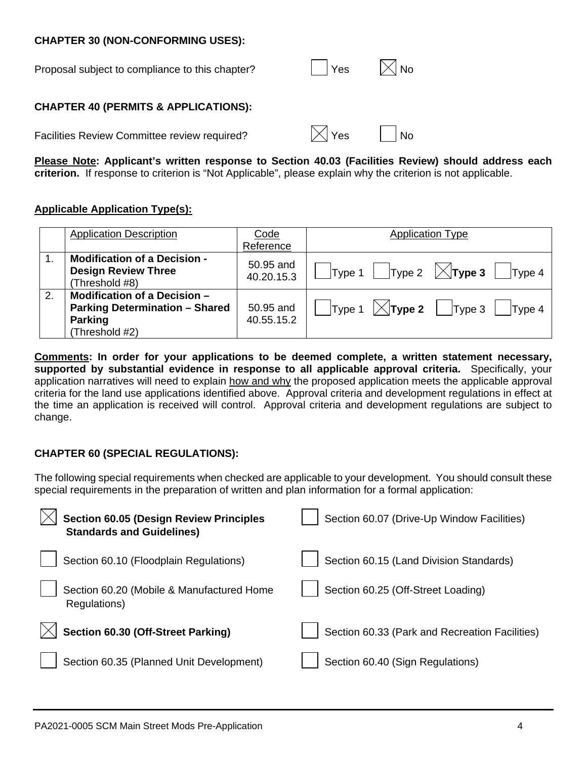**CHAPTER 30 (NON-CONFORMING USES):**

Proposal subject to compliance to this chapter? ☐ Yes ☒ No

**CHAPTER 40 (PERMITS & APPLICATIONS):**

Facilities Review Committee review required? ☒ Yes ☐ No

**Please Note: Applicant's written response to Section 40.03 (Facilities Review) should address each criterion.** If response to criterion is "Not Applicable", please explain why the criterion is not applicable.

**Applicable Application Type(s):**

| | Application Description | Code Reference | Application Type |
|---|---|---|---|
| 1. | **Modification of a Decision - Design Review Three** (Threshold #8) | 50.95 and 40.20.15.3 | ☐ Type 1 ☐ Type 2 ☒ **Type 3** ☐ Type 4 |
| 2. | **Modification of a Decision – Parking Determination – Shared Parking** (Threshold #2) | 50.95 and 40.55.15.2 | ☐ Type 1 ☒ **Type 2** ☐ Type 3 ☐ Type 4 |

**Comments: In order for your applications to be deemed complete, a written statement necessary, supported by substantial evidence in response to all applicable approval criteria.** Specifically, your application narratives will need to explain how and why the proposed application meets the applicable approval criteria for the land use applications identified above. Approval criteria and development regulations in effect at the time an application is received will control. Approval criteria and development regulations are subject to change.

**CHAPTER 60 (SPECIAL REGULATIONS):**

The following special requirements when checked are applicable to your development. You should consult these special requirements in the preparation of written and plan information for a formal application:

- ☒ **Section 60.05 (Design Review Principles Standards and Guidelines)**
- ☐ Section 60.07 (Drive-Up Window Facilities)
- ☐ Section 60.10 (Floodplain Regulations)
- ☐ Section 60.15 (Land Division Standards)
- ☐ Section 60.20 (Mobile & Manufactured Home Regulations)
- ☐ Section 60.25 (Off-Street Loading)
- ☒ **Section 60.30 (Off-Street Parking)**
- ☐ Section 60.33 (Park and Recreation Facilities)
- ☐ Section 60.35 (Planned Unit Development)
- ☐ Section 60.40 (Sign Regulations)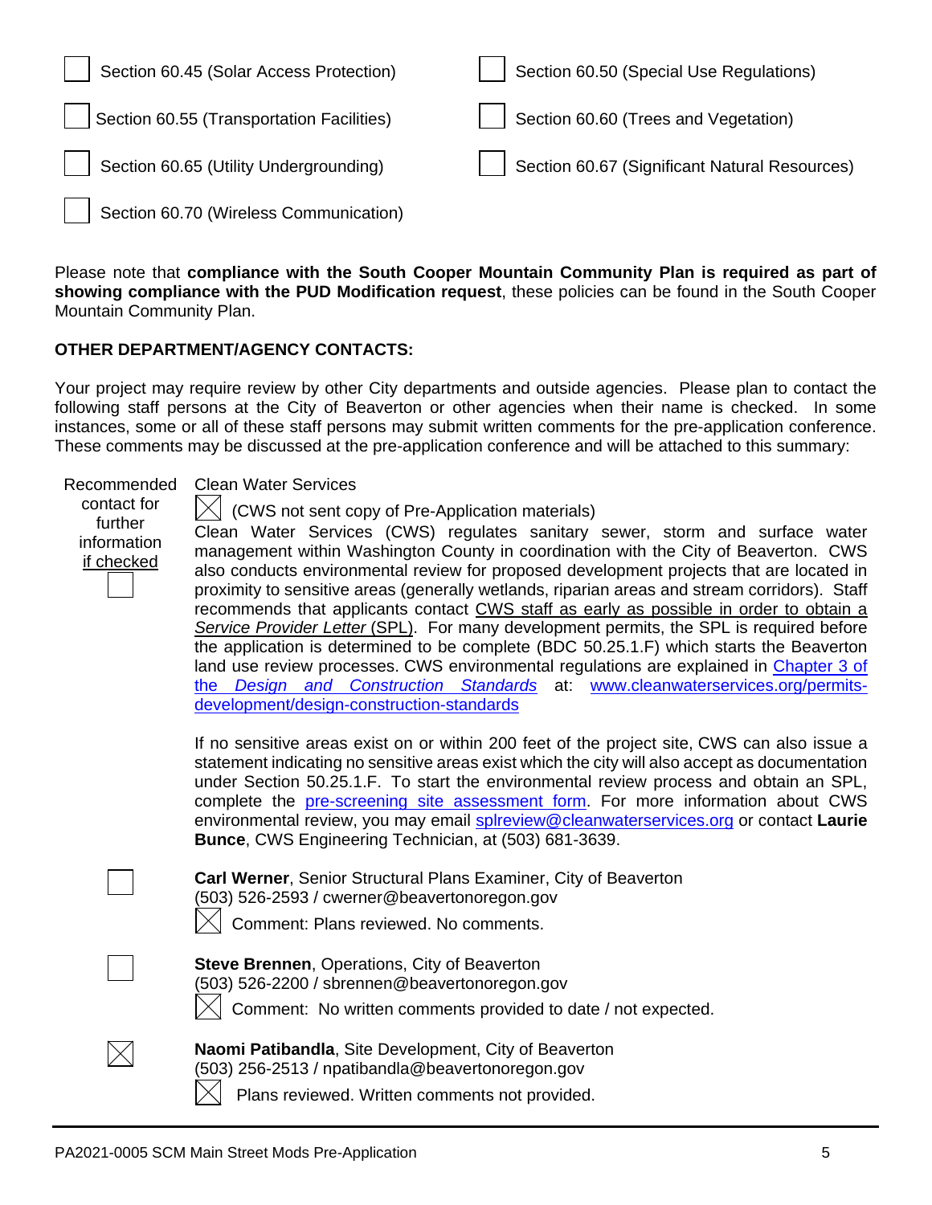☐ Section 60.45 (Solar Access Protection)

☐ Section 60.50 (Special Use Regulations)

☐ Section 60.55 (Transportation Facilities)

☐ Section 60.60 (Trees and Vegetation)

☐ Section 60.65 (Utility Undergrounding)

☐ Section 60.67 (Significant Natural Resources)

☐ Section 60.70 (Wireless Communication)

Please note that **compliance with the South Cooper Mountain Community Plan is required as part of showing compliance with the PUD Modification request**, these policies can be found in the South Cooper Mountain Community Plan.

**OTHER DEPARTMENT/AGENCY CONTACTS:**

Your project may require review by other City departments and outside agencies. Please plan to contact the following staff persons at the City of Beaverton or other agencies when their name is checked. In some instances, some or all of these staff persons may submit written comments for the pre-application conference. These comments may be discussed at the pre-application conference and will be attached to this summary:

Recommended contact for further information if checked

☐ Clean Water Services

☒ (CWS not sent copy of Pre-Application materials)

Clean Water Services (CWS) regulates sanitary sewer, storm and surface water management within Washington County in coordination with the City of Beaverton. CWS also conducts environmental review for proposed development projects that are located in proximity to sensitive areas (generally wetlands, riparian areas and stream corridors). Staff recommends that applicants contact CWS staff as early as possible in order to obtain a *Service Provider Letter* (SPL). For many development permits, the SPL is required before the application is determined to be complete (BDC 50.25.1.F) which starts the Beaverton land use review processes. CWS environmental regulations are explained in Chapter 3 of the *Design and Construction Standards* at: www.cleanwaterservices.org/permits-development/design-construction-standards

If no sensitive areas exist on or within 200 feet of the project site, CWS can also issue a statement indicating no sensitive areas exist which the city will also accept as documentation under Section 50.25.1.F. To start the environmental review process and obtain an SPL, complete the pre-screening site assessment form. For more information about CWS environmental review, you may email splreview@cleanwaterservices.org or contact **Laurie Bunce**, CWS Engineering Technician, at (503) 681-3639.

☐ **Carl Werner**, Senior Structural Plans Examiner, City of Beaverton
(503) 526-2593 / cwerner@beavertonoregon.gov

☒ Comment: Plans reviewed. No comments.

☐ **Steve Brennen**, Operations, City of Beaverton
(503) 526-2200 / sbrennen@beavertonoregon.gov

☒ Comment: No written comments provided to date / not expected.

☒ **Naomi Patibandla**, Site Development, City of Beaverton
(503) 256-2513 / npatibandla@beavertonoregon.gov

☒ Plans reviewed. Written comments not provided.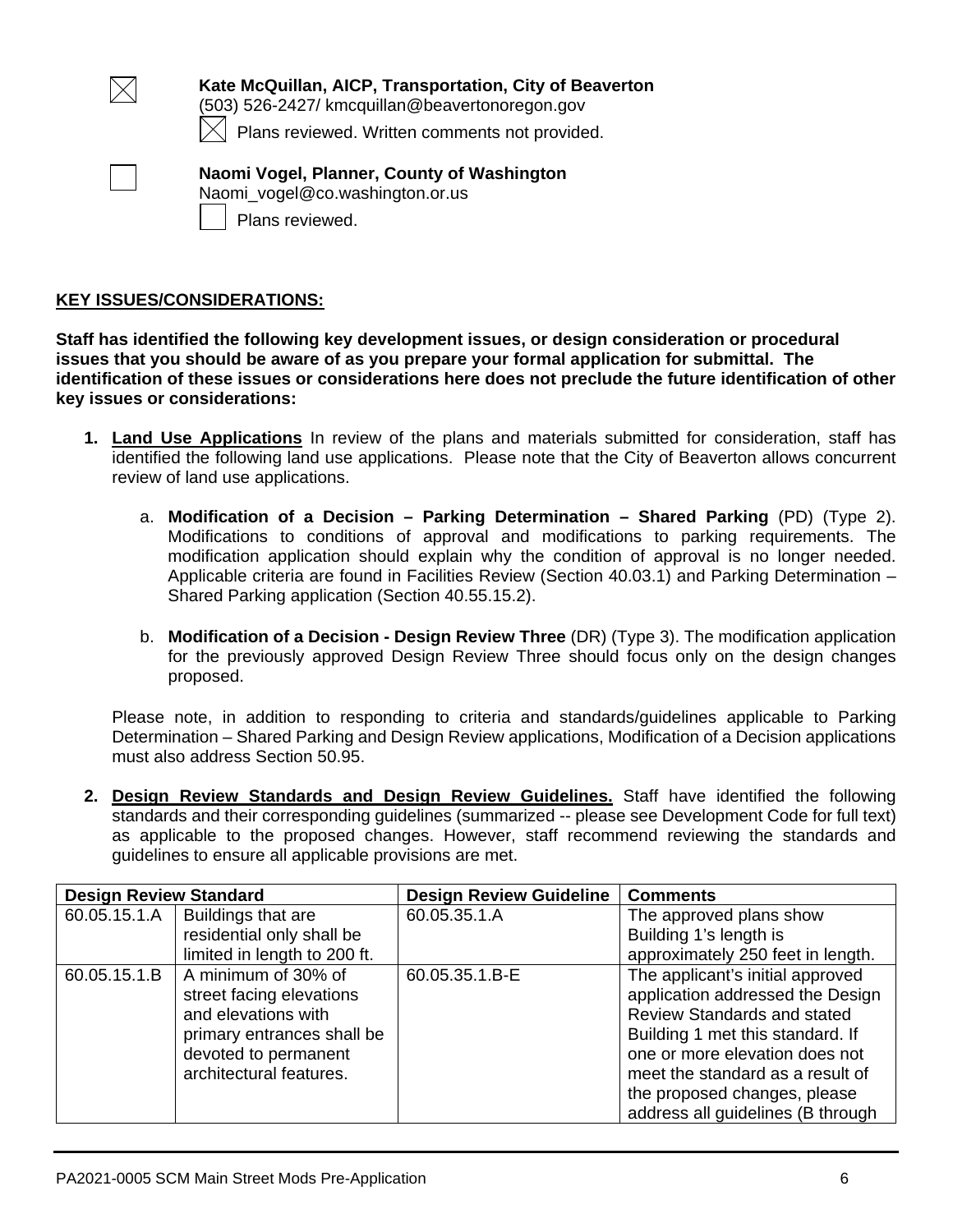☒ **Kate McQuillan, AICP, Transportation, City of Beaverton**
(503) 526-2427/ kmcquillan@beavertonoregon.gov
☒ Plans reviewed. Written comments not provided.

☐ **Naomi Vogel, Planner, County of Washington**
Naomi_vogel@co.washington.or.us
☐ Plans reviewed.

## KEY ISSUES/CONSIDERATIONS:

**Staff has identified the following key development issues, or design consideration or procedural issues that you should be aware of as you prepare your formal application for submittal. The identification of these issues or considerations here does not preclude the future identification of other key issues or considerations:**

1. **Land Use Applications** In review of the plans and materials submitted for consideration, staff has identified the following land use applications. Please note that the City of Beaverton allows concurrent review of land use applications.

   a. **Modification of a Decision – Parking Determination – Shared Parking** (PD) (Type 2). Modifications to conditions of approval and modifications to parking requirements. The modification application should explain why the condition of approval is no longer needed. Applicable criteria are found in Facilities Review (Section 40.03.1) and Parking Determination – Shared Parking application (Section 40.55.15.2).

   b. **Modification of a Decision - Design Review Three** (DR) (Type 3). The modification application for the previously approved Design Review Three should focus only on the design changes proposed.

   Please note, in addition to responding to criteria and standards/guidelines applicable to Parking Determination – Shared Parking and Design Review applications, Modification of a Decision applications must also address Section 50.95.

2. **Design Review Standards and Design Review Guidelines.** Staff have identified the following standards and their corresponding guidelines (summarized -- please see Development Code for full text) as applicable to the proposed changes. However, staff recommend reviewing the standards and guidelines to ensure all applicable provisions are met.

| Design Review Standard | | Design Review Guideline | Comments |
|---|---|---|---|
| 60.05.15.1.A | Buildings that are residential only shall be limited in length to 200 ft. | 60.05.35.1.A | The approved plans show Building 1's length is approximately 250 feet in length. |
| 60.05.15.1.B | A minimum of 30% of street facing elevations and elevations with primary entrances shall be devoted to permanent architectural features. | 60.05.35.1.B-E | The applicant's initial approved application addressed the Design Review Standards and stated Building 1 met this standard. If one or more elevation does not meet the standard as a result of the proposed changes, please address all guidelines (B through |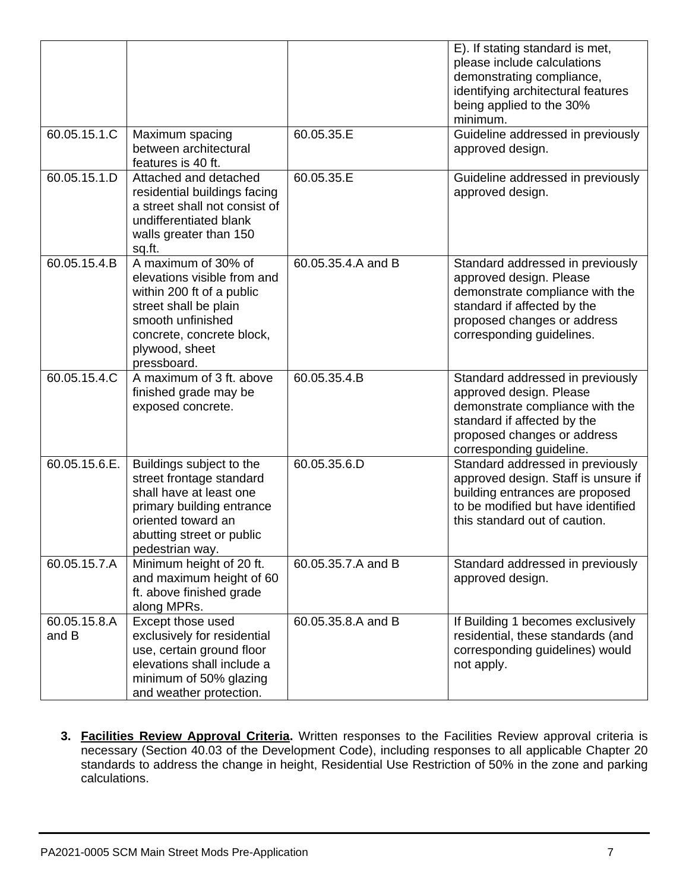| | | | |
|---|---|---|---|
| | | | E). If stating standard is met, please include calculations demonstrating compliance, identifying architectural features being applied to the 30% minimum. |
| 60.05.15.1.C | Maximum spacing between architectural features is 40 ft. | 60.05.35.E | Guideline addressed in previously approved design. |
| 60.05.15.1.D | Attached and detached residential buildings facing a street shall not consist of undifferentiated blank walls greater than 150 sq.ft. | 60.05.35.E | Guideline addressed in previously approved design. |
| 60.05.15.4.B | A maximum of 30% of elevations visible from and within 200 ft of a public street shall be plain smooth unfinished concrete, concrete block, plywood, sheet pressboard. | 60.05.35.4.A and B | Standard addressed in previously approved design. Please demonstrate compliance with the standard if affected by the proposed changes or address corresponding guidelines. |
| 60.05.15.4.C | A maximum of 3 ft. above finished grade may be exposed concrete. | 60.05.35.4.B | Standard addressed in previously approved design. Please demonstrate compliance with the standard if affected by the proposed changes or address corresponding guideline. |
| 60.05.15.6.E. | Buildings subject to the street frontage standard shall have at least one primary building entrance oriented toward an abutting street or public pedestrian way. | 60.05.35.6.D | Standard addressed in previously approved design. Staff is unsure if building entrances are proposed to be modified but have identified this standard out of caution. |
| 60.05.15.7.A | Minimum height of 20 ft. and maximum height of 60 ft. above finished grade along MPRs. | 60.05.35.7.A and B | Standard addressed in previously approved design. |
| 60.05.15.8.A and B | Except those used exclusively for residential use, certain ground floor elevations shall include a minimum of 50% glazing and weather protection. | 60.05.35.8.A and B | If Building 1 becomes exclusively residential, these standards (and corresponding guidelines) would not apply. |

3. **Facilities Review Approval Criteria.** Written responses to the Facilities Review approval criteria is necessary (Section 40.03 of the Development Code), including responses to all applicable Chapter 20 standards to address the change in height, Residential Use Restriction of 50% in the zone and parking calculations.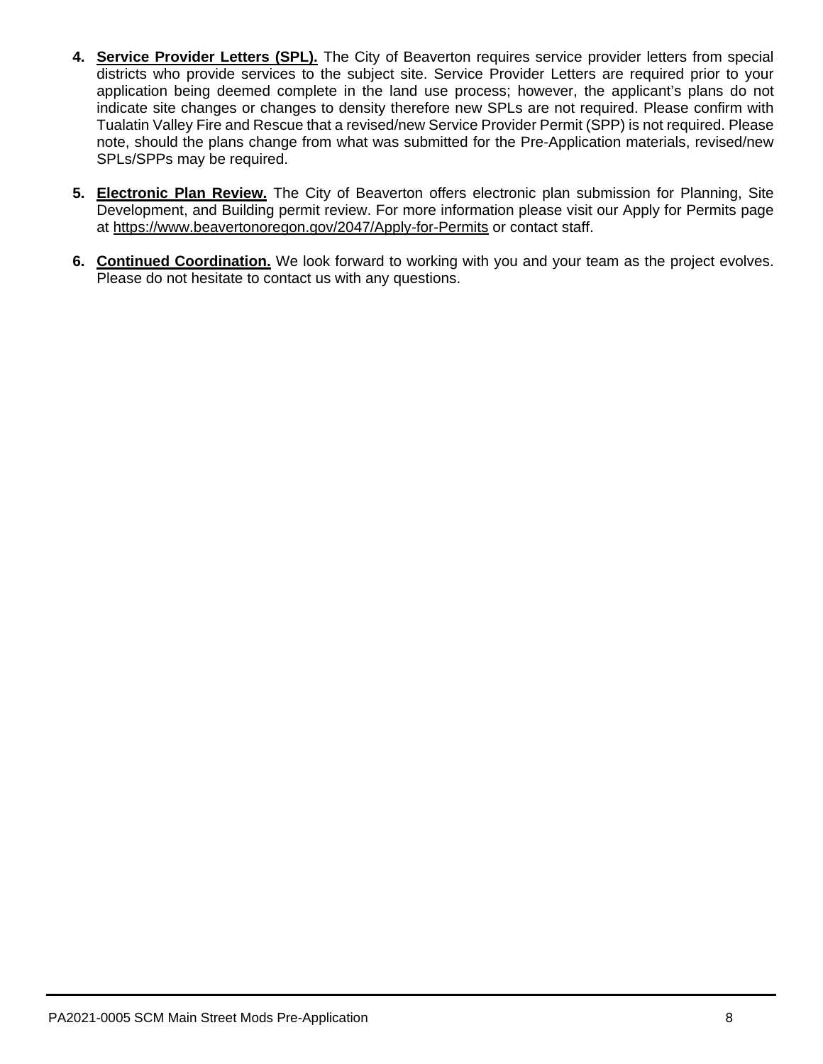4. **Service Provider Letters (SPL).** The City of Beaverton requires service provider letters from special districts who provide services to the subject site. Service Provider Letters are required prior to your application being deemed complete in the land use process; however, the applicant's plans do not indicate site changes or changes to density therefore new SPLs are not required. Please confirm with Tualatin Valley Fire and Rescue that a revised/new Service Provider Permit (SPP) is not required. Please note, should the plans change from what was submitted for the Pre-Application materials, revised/new SPLs/SPPs may be required.

5. **Electronic Plan Review.** The City of Beaverton offers electronic plan submission for Planning, Site Development, and Building permit review. For more information please visit our Apply for Permits page at https://www.beavertonoregon.gov/2047/Apply-for-Permits or contact staff.

6. **Continued Coordination.** We look forward to working with you and your team as the project evolves. Please do not hesitate to contact us with any questions.